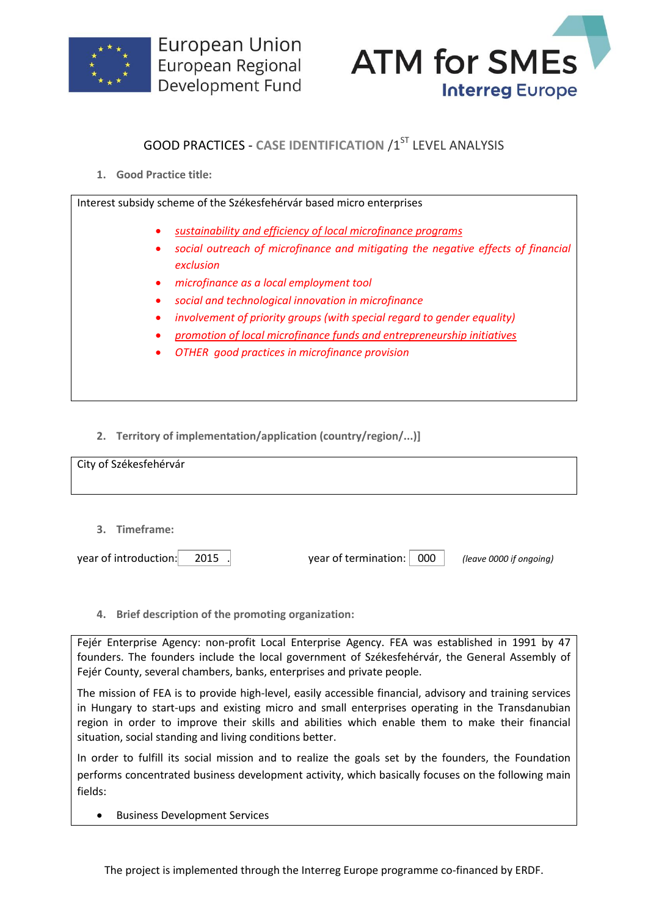European Union
European Regional
Development Fund

ATM for SMEs
Interreg Europe

# GOOD PRACTICES - CASE IDENTIFICATION /1ST LEVEL ANALYSIS

1. **Good Practice title:**

Interest subsidy scheme of the Székesfehérvár based micro enterprises

- *sustainability and efficiency of local microfinance programs*
- *social outreach of microfinance and mitigating the negative effects of financial exclusion*
- *microfinance as a local employment tool*
- *social and technological innovation in microfinance*
- *involvement of priority groups (with special regard to gender equality)*
- *promotion of local microfinance funds and entrepreneurship initiatives*
- *OTHER good practices in microfinance provision*

2. **Territory of implementation/application (country/region/...)]**

City of Székesfehérvár

3. **Timeframe:**

year of introduction: 2015 . year of termination: 000 *(leave 0000 if ongoing)*

4. **Brief description of the promoting organization:**

Fejér Enterprise Agency: non-profit Local Enterprise Agency. FEA was established in 1991 by 47 founders. The founders include the local government of Székesfehérvár, the General Assembly of Fejér County, several chambers, banks, enterprises and private people.

The mission of FEA is to provide high-level, easily accessible financial, advisory and training services in Hungary to start-ups and existing micro and small enterprises operating in the Transdanubian region in order to improve their skills and abilities which enable them to make their financial situation, social standing and living conditions better.

In order to fulfill its social mission and to realize the goals set by the founders, the Foundation performs concentrated business development activity, which basically focuses on the following main fields:

- Business Development Services

The project is implemented through the Interreg Europe programme co-financed by ERDF.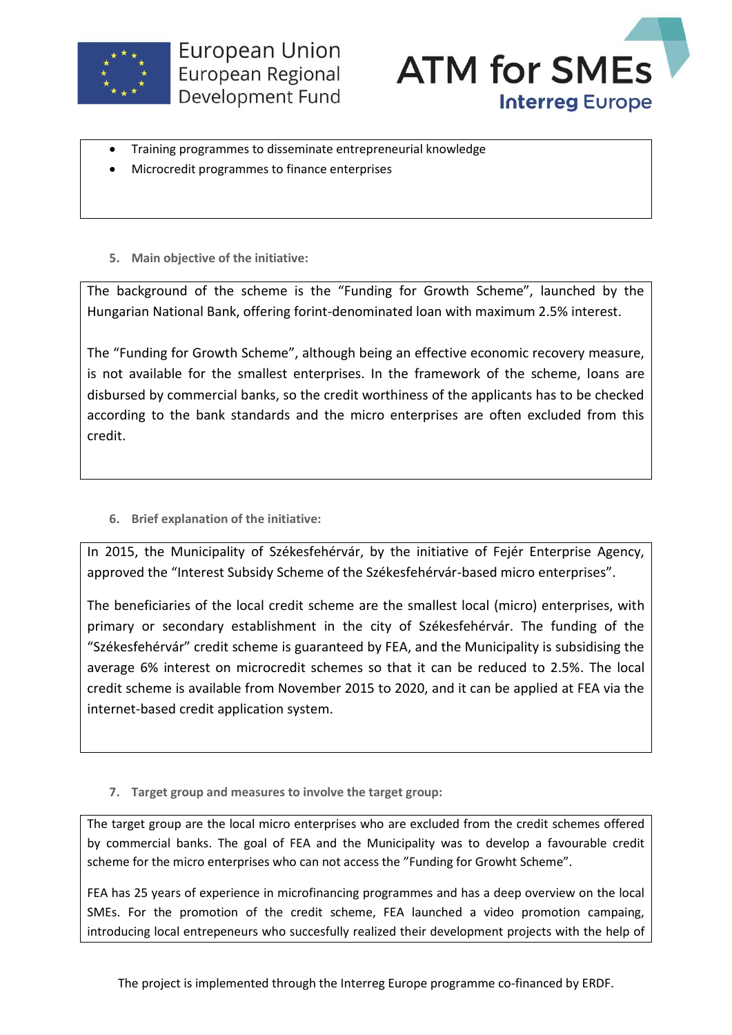- Training programmes to disseminate entrepreneurial knowledge
- Microcredit programmes to finance enterprises

**5. Main objective of the initiative:**

The background of the scheme is the “Funding for Growth Scheme”, launched by the Hungarian National Bank, offering forint-denominated loan with maximum 2.5% interest.

The “Funding for Growth Scheme”, although being an effective economic recovery measure, is not available for the smallest enterprises. In the framework of the scheme, loans are disbursed by commercial banks, so the credit worthiness of the applicants has to be checked according to the bank standards and the micro enterprises are often excluded from this credit.

**6. Brief explanation of the initiative:**

In 2015, the Municipality of Székesfehérvár, by the initiative of Fejér Enterprise Agency, approved the “Interest Subsidy Scheme of the Székesfehérvár-based micro enterprises”.

The beneficiaries of the local credit scheme are the smallest local (micro) enterprises, with primary or secondary establishment in the city of Székesfehérvár. The funding of the “Székesfehérvár” credit scheme is guaranteed by FEA, and the Municipality is subsidising the average 6% interest on microcredit schemes so that it can be reduced to 2.5%. The local credit scheme is available from November 2015 to 2020, and it can be applied at FEA via the internet-based credit application system.

**7. Target group and measures to involve the target group:**

The target group are the local micro enterprises who are excluded from the credit schemes offered by commercial banks. The goal of FEA and the Municipality was to develop a favourable credit scheme for the micro enterprises who can not access the ”Funding for Growht Scheme”.

FEA has 25 years of experience in microfinancing programmes and has a deep overview on the local SMEs. For the promotion of the credit scheme, FEA launched a video promotion campaing, introducing local entrepeneurs who succesfully realized their development projects with the help of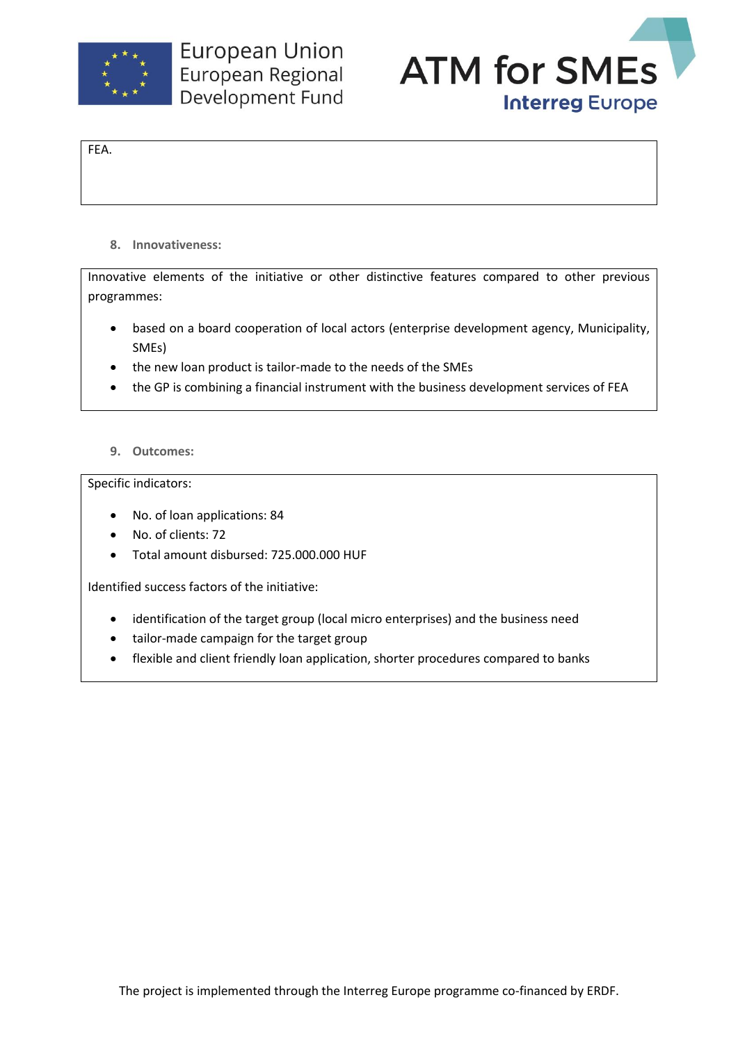FEA.

8. **Innovativeness:**

Innovative elements of the initiative or other distinctive features compared to other previous programmes:

- based on a board cooperation of local actors (enterprise development agency, Municipality, SMEs)
- the new loan product is tailor-made to the needs of the SMEs
- the GP is combining a financial instrument with the business development services of FEA

9. **Outcomes:**

Specific indicators:

- No. of loan applications: 84
- No. of clients: 72
- Total amount disbursed: 725.000.000 HUF

Identified success factors of the initiative:

- identification of the target group (local micro enterprises) and the business need
- tailor-made campaign for the target group
- flexible and client friendly loan application, shorter procedures compared to banks